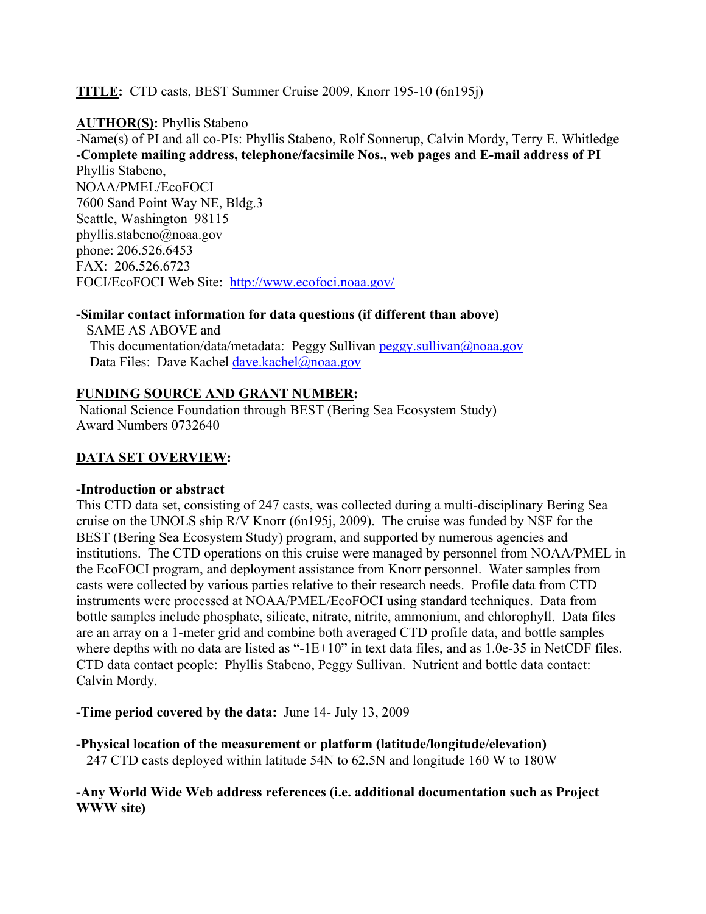**TITLE:** CTD casts, BEST Summer Cruise 2009, Knorr 195-10 (6n195j)

**AUTHOR(S):** Phyllis Stabeno

-Name(s) of PI and all co-PIs: Phyllis Stabeno, Rolf Sonnerup, Calvin Mordy, Terry E. Whitledge

-**Complete mailing address, telephone/facsimile Nos., web pages and E-mail address of PI**

Phyllis Stabeno,
NOAA/PMEL/EcoFOCI
7600 Sand Point Way NE, Bldg.3
Seattle, Washington 98115
phyllis.stabeno@noaa.gov
phone: 206.526.6453
FAX: 206.526.6723
FOCI/EcoFOCI Web Site: http://www.ecofoci.noaa.gov/

**-Similar contact information for data questions (if different than above)**

SAME AS ABOVE and
This documentation/data/metadata: Peggy Sullivan peggy.sullivan@noaa.gov
Data Files: Dave Kachel dave.kachel@noaa.gov

**FUNDING SOURCE AND GRANT NUMBER:**

National Science Foundation through BEST (Bering Sea Ecosystem Study)
Award Numbers 0732640

**DATA SET OVERVIEW:**

**-Introduction or abstract**

This CTD data set, consisting of 247 casts, was collected during a multi-disciplinary Bering Sea cruise on the UNOLS ship R/V Knorr (6n195j, 2009). The cruise was funded by NSF for the BEST (Bering Sea Ecosystem Study) program, and supported by numerous agencies and institutions. The CTD operations on this cruise were managed by personnel from NOAA/PMEL in the EcoFOCI program, and deployment assistance from Knorr personnel. Water samples from casts were collected by various parties relative to their research needs. Profile data from CTD instruments were processed at NOAA/PMEL/EcoFOCI using standard techniques. Data from bottle samples include phosphate, silicate, nitrate, nitrite, ammonium, and chlorophyll. Data files are an array on a 1-meter grid and combine both averaged CTD profile data, and bottle samples where depths with no data are listed as "-1E+10" in text data files, and as 1.0e-35 in NetCDF files. CTD data contact people: Phyllis Stabeno, Peggy Sullivan. Nutrient and bottle data contact: Calvin Mordy.

**-Time period covered by the data:** June 14- July 13, 2009

**-Physical location of the measurement or platform (latitude/longitude/elevation)**

247 CTD casts deployed within latitude 54N to 62.5N and longitude 160 W to 180W

**-Any World Wide Web address references (i.e. additional documentation such as Project WWW site)**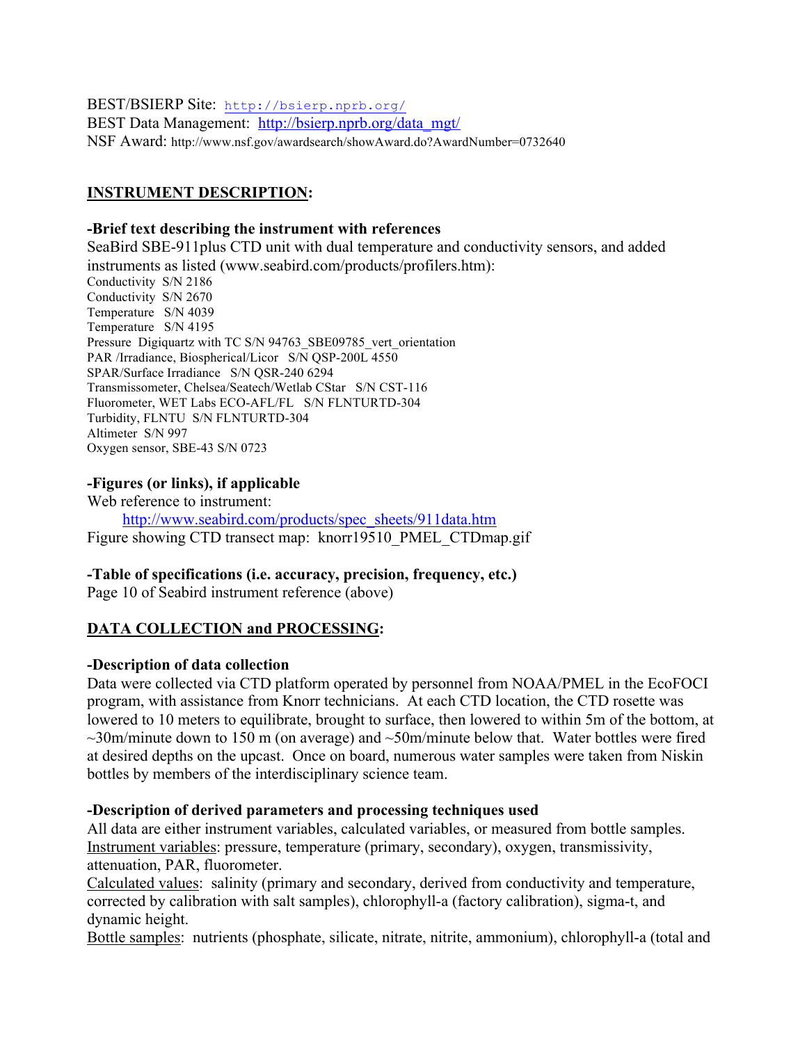BEST/BSIERP Site: http://bsierp.nprb.org/
BEST Data Management: http://bsierp.nprb.org/data_mgt/
NSF Award: http://www.nsf.gov/awardsearch/showAward.do?AwardNumber=0732640

## INSTRUMENT DESCRIPTION:

### -Brief text describing the instrument with references

SeaBird SBE-911plus CTD unit with dual temperature and conductivity sensors, and added instruments as listed (www.seabird.com/products/profilers.htm):

Conductivity S/N 2186
Conductivity S/N 2670
Temperature S/N 4039
Temperature S/N 4195
Pressure Digiquartz with TC S/N 94763_SBE09785_vert_orientation
PAR /Irradiance, Biospherical/Licor S/N QSP-200L 4550
SPAR/Surface Irradiance S/N QSR-240 6294
Transmissometer, Chelsea/Seatech/Wetlab CStar S/N CST-116
Fluorometer, WET Labs ECO-AFL/FL S/N FLNTURTD-304
Turbidity, FLNTU S/N FLNTURTD-304
Altimeter S/N 997
Oxygen sensor, SBE-43 S/N 0723

### -Figures (or links), if applicable

Web reference to instrument:
http://www.seabird.com/products/spec_sheets/911data.htm
Figure showing CTD transect map: knorr19510_PMEL_CTDmap.gif

### -Table of specifications (i.e. accuracy, precision, frequency, etc.)

Page 10 of Seabird instrument reference (above)

## DATA COLLECTION and PROCESSING:

### -Description of data collection

Data were collected via CTD platform operated by personnel from NOAA/PMEL in the EcoFOCI program, with assistance from Knorr technicians. At each CTD location, the CTD rosette was lowered to 10 meters to equilibrate, brought to surface, then lowered to within 5m of the bottom, at ~30m/minute down to 150 m (on average) and ~50m/minute below that. Water bottles were fired at desired depths on the upcast. Once on board, numerous water samples were taken from Niskin bottles by members of the interdisciplinary science team.

### -Description of derived parameters and processing techniques used

All data are either instrument variables, calculated variables, or measured from bottle samples.
Instrument variables: pressure, temperature (primary, secondary), oxygen, transmissivity, attenuation, PAR, fluorometer.
Calculated values: salinity (primary and secondary, derived from conductivity and temperature, corrected by calibration with salt samples), chlorophyll-a (factory calibration), sigma-t, and dynamic height.
Bottle samples: nutrients (phosphate, silicate, nitrate, nitrite, ammonium), chlorophyll-a (total and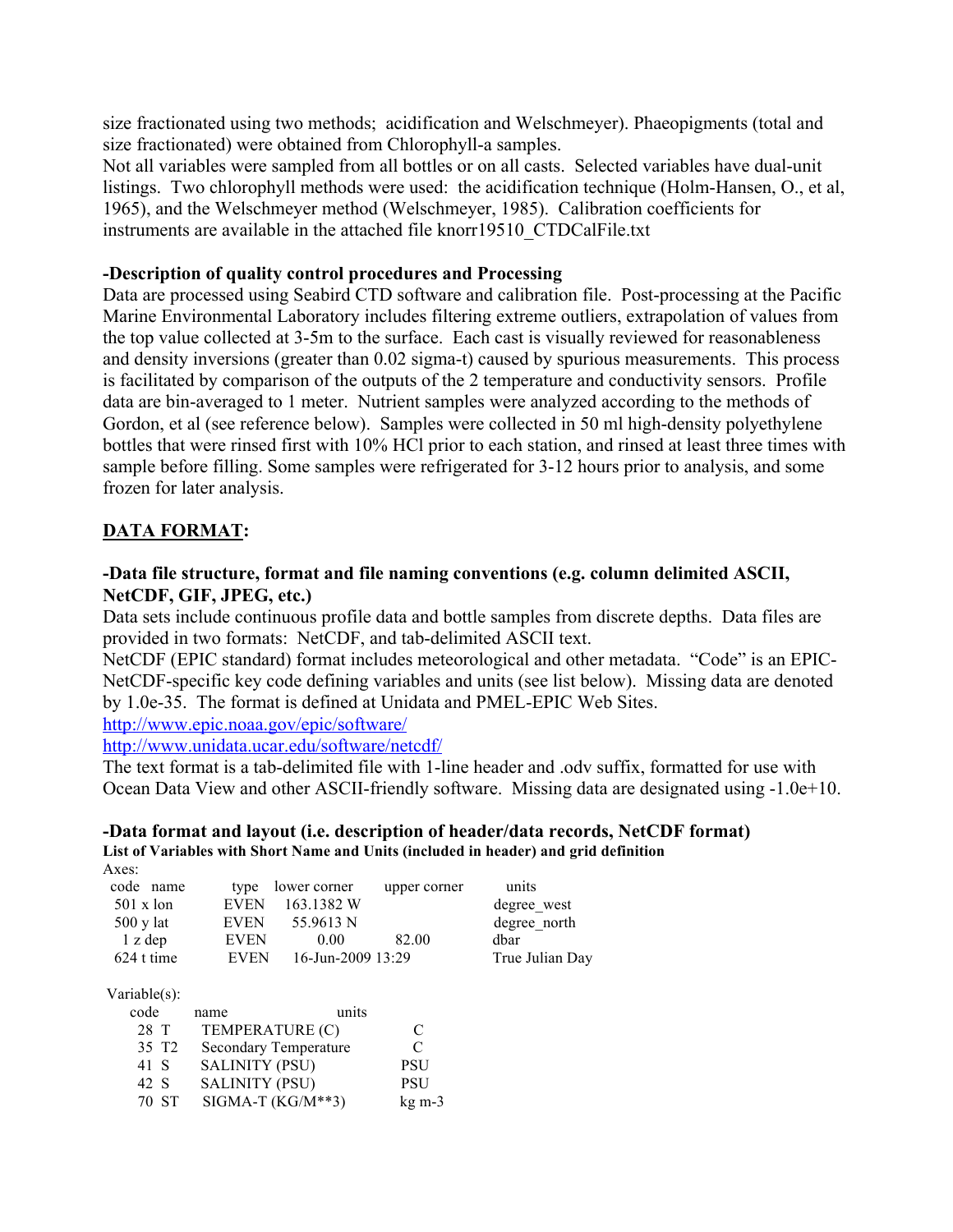size fractionated using two methods; acidification and Welschmeyer). Phaeopigments (total and size fractionated) were obtained from Chlorophyll-a samples.
Not all variables were sampled from all bottles or on all casts. Selected variables have dual-unit listings. Two chlorophyll methods were used: the acidification technique (Holm-Hansen, O., et al, 1965), and the Welschmeyer method (Welschmeyer, 1985). Calibration coefficients for instruments are available in the attached file knorr19510_CTDCalFile.txt

**-Description of quality control procedures and Processing**

Data are processed using Seabird CTD software and calibration file. Post-processing at the Pacific Marine Environmental Laboratory includes filtering extreme outliers, extrapolation of values from the top value collected at 3-5m to the surface. Each cast is visually reviewed for reasonableness and density inversions (greater than 0.02 sigma-t) caused by spurious measurements. This process is facilitated by comparison of the outputs of the 2 temperature and conductivity sensors. Profile data are bin-averaged to 1 meter. Nutrient samples were analyzed according to the methods of Gordon, et al (see reference below). Samples were collected in 50 ml high-density polyethylene bottles that were rinsed first with 10% HCl prior to each station, and rinsed at least three times with sample before filling. Some samples were refrigerated for 3-12 hours prior to analysis, and some frozen for later analysis.

## DATA FORMAT:

**-Data file structure, format and file naming conventions (e.g. column delimited ASCII, NetCDF, GIF, JPEG, etc.)**

Data sets include continuous profile data and bottle samples from discrete depths. Data files are provided in two formats: NetCDF, and tab-delimited ASCII text.
NetCDF (EPIC standard) format includes meteorological and other metadata. "Code" is an EPIC-NetCDF-specific key code defining variables and units (see list below). Missing data are denoted by 1.0e-35. The format is defined at Unidata and PMEL-EPIC Web Sites.
http://www.epic.noaa.gov/epic/software/
http://www.unidata.ucar.edu/software/netcdf/
The text format is a tab-delimited file with 1-line header and .odv suffix, formatted for use with Ocean Data View and other ASCII-friendly software. Missing data are designated using -1.0e+10.

**-Data format and layout (i.e. description of header/data records, NetCDF format)**

**List of Variables with Short Name and Units (included in header) and grid definition**

Axes:

| code | name | type | lower corner | upper corner | units |
|---|---|---|---|---|---|
| 501 | x lon | EVEN | 163.1382 W | | degree_west |
| 500 | y lat | EVEN | 55.9613 N | | degree_north |
| 1 | z dep | EVEN | 0.00 | 82.00 | dbar |
| 624 | t time | EVEN | 16-Jun-2009 13:29 | | True Julian Day |

Variable(s):

| code | | name | units |
|---|---|---|---|
| 28 | T | TEMPERATURE (C) | C |
| 35 | T2 | Secondary Temperature | C |
| 41 | S | SALINITY (PSU) | PSU |
| 42 | S | SALINITY (PSU) | PSU |
| 70 | ST | SIGMA-T (KG/M**3) | kg m-3 |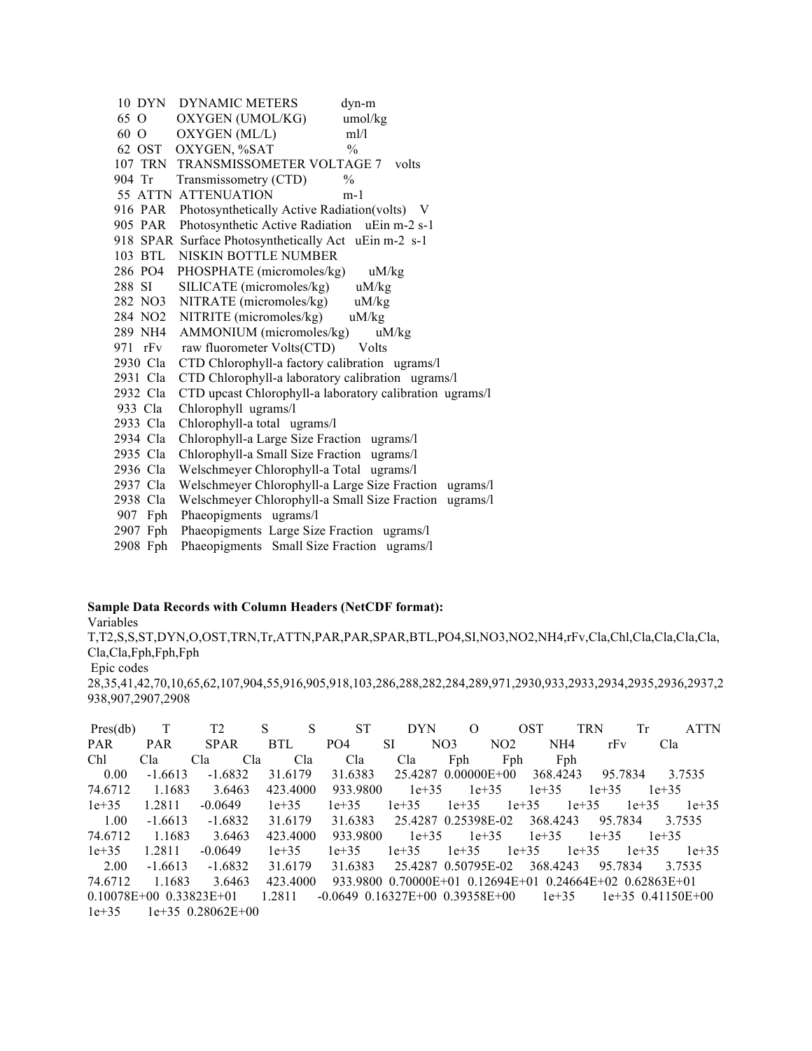10 DYN DYNAMIC METERS dyn-m
65 O OXYGEN (UMOL/KG) umol/kg
60 O OXYGEN (ML/L) ml/l
62 OST OXYGEN, %SAT %
107 TRN TRANSMISSOMETER VOLTAGE 7 volts
904 Tr Transmissometry (CTD) %
55 ATTN ATTENUATION m-1
916 PAR Photosynthetically Active Radiation(volts) V
905 PAR Photosynthetic Active Radiation uEin m-2 s-1
918 SPAR Surface Photosynthetically Act uEin m-2 s-1
103 BTL NISKIN BOTTLE NUMBER
286 PO4 PHOSPHATE (micromoles/kg) uM/kg
288 SI SILICATE (micromoles/kg) uM/kg
282 NO3 NITRATE (micromoles/kg) uM/kg
284 NO2 NITRITE (micromoles/kg) uM/kg
289 NH4 AMMONIUM (micromoles/kg) uM/kg
971 rFv raw fluorometer Volts(CTD) Volts
2930 Cla CTD Chlorophyll-a factory calibration ugrams/l
2931 Cla CTD Chlorophyll-a laboratory calibration ugrams/l
2932 Cla CTD upcast Chlorophyll-a laboratory calibration ugrams/l
933 Cla Chlorophyll ugrams/l
2933 Cla Chlorophyll-a total ugrams/l
2934 Cla Chlorophyll-a Large Size Fraction ugrams/l
2935 Cla Chlorophyll-a Small Size Fraction ugrams/l
2936 Cla Welschmeyer Chlorophyll-a Total ugrams/l
2937 Cla Welschmeyer Chlorophyll-a Large Size Fraction ugrams/l
2938 Cla Welschmeyer Chlorophyll-a Small Size Fraction ugrams/l
907 Fph Phaeopigments ugrams/l
2907 Fph Phaeopigments Large Size Fraction ugrams/l
2908 Fph Phaeopigments Small Size Fraction ugrams/l

**Sample Data Records with Column Headers (NetCDF format):**

Variables
T,T2,S,S,ST,DYN,O,OST,TRN,Tr,ATTN,PAR,PAR,SPAR,BTL,PO4,SI,NO3,NO2,NH4,rFv,Cla,Chl,Cla,Cla,Cla,Cla,Cla,Cla,Fph,Fph,Fph

Epic codes
28,35,41,42,70,10,65,62,107,904,55,916,905,918,103,286,288,282,284,289,971,2930,933,2933,2934,2935,2936,2937,2938,907,2907,2908

```
 Pres(db)      T         T2        S         S         ST        DYN        O         OST       TRN       Tr        ATTN
PAR       PAR       SPAR      BTL       PO4       SI        NO3       NO2       NH4       rFv       Cla
Chl       Cla       Cla       Cla       Cla       Cla       Cla       Fph       Fph       Fph
    0.00    -1.6613   -1.6832   31.6179   31.6383   25.4287 0.00000E+00   368.4243   95.7834   3.7535
74.6712    1.1683    3.6463   423.4000   933.9800    1e+35    1e+35    1e+35    1e+35    1e+35
1e+35    1.2811   -0.0649    1e+35    1e+35    1e+35    1e+35    1e+35    1e+35    1e+35    1e+35
    1.00    -1.6613   -1.6832   31.6179   31.6383   25.4287 0.25398E-02   368.4243   95.7834   3.7535
74.6712    1.1683    3.6463   423.4000   933.9800    1e+35    1e+35    1e+35    1e+35    1e+35
1e+35    1.2811   -0.0649    1e+35    1e+35    1e+35    1e+35    1e+35    1e+35    1e+35    1e+35
    2.00    -1.6613   -1.6832   31.6179   31.6383   25.4287 0.50795E-02   368.4243   95.7834   3.7535
74.6712    1.1683    3.6463   423.4000   933.9800 0.70000E+01 0.12694E+01 0.24664E+02 0.62863E+01
0.10078E+00 0.33823E+01    1.2811   -0.0649 0.16327E+00 0.39358E+00    1e+35    1e+35 0.41150E+00
1e+35    1e+35 0.28062E+00
```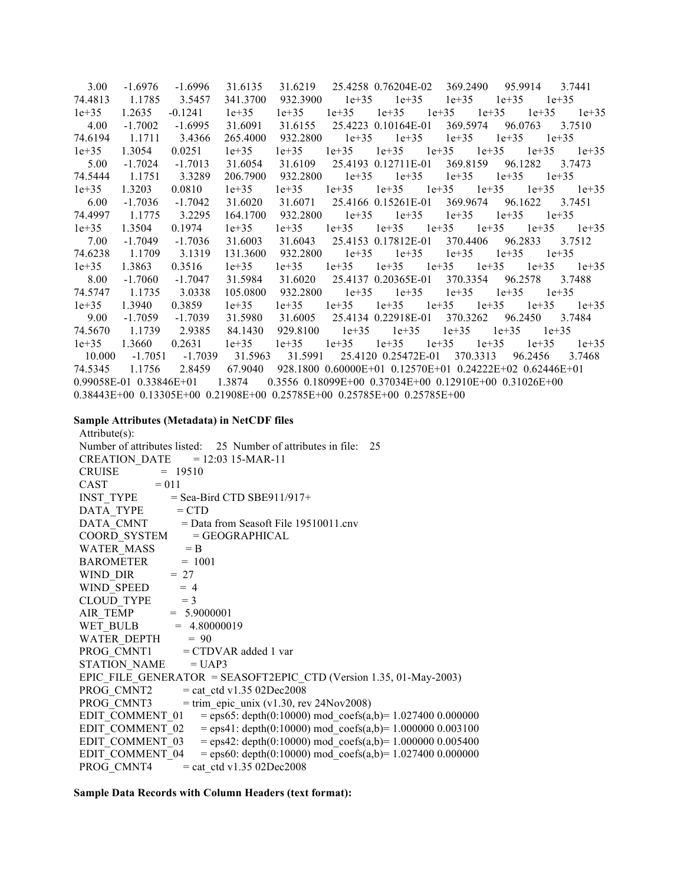```
   3.00     -1.6976     -1.6996     31.6135     31.6219     25.4258  0.76204E-02     369.2490     95.9914     3.7441
74.4813      1.1785      3.5457     341.3700     932.3900      1e+35      1e+35      1e+35      1e+35      1e+35
1e+35     1.2635     -0.1241     1e+35     1e+35     1e+35     1e+35     1e+35     1e+35     1e+35     1e+35
   4.00     -1.7002     -1.6995     31.6091     31.6155     25.4223  0.10164E-01     369.5974     96.0763     3.7510
74.6194      1.1711      3.4366     265.4000     932.2800      1e+35      1e+35      1e+35      1e+35      1e+35
1e+35     1.3054      0.0251     1e+35     1e+35     1e+35     1e+35     1e+35     1e+35     1e+35     1e+35
   5.00     -1.7024     -1.7013     31.6054     31.6109     25.4193  0.12711E-01     369.8159     96.1282     3.7473
74.5444      1.1751      3.3289     206.7900     932.2800      1e+35      1e+35      1e+35      1e+35      1e+35
1e+35     1.3203      0.0810     1e+35     1e+35     1e+35     1e+35     1e+35     1e+35     1e+35     1e+35
   6.00     -1.7036     -1.7042     31.6020     31.6071     25.4166  0.15261E-01     369.9674     96.1622     3.7451
74.4997      1.1775      3.2295     164.1700     932.2800      1e+35      1e+35      1e+35      1e+35      1e+35
1e+35     1.3504      0.1974     1e+35     1e+35     1e+35     1e+35     1e+35     1e+35     1e+35     1e+35
   7.00     -1.7049     -1.7036     31.6003     31.6043     25.4153  0.17812E-01     370.4406     96.2833     3.7512
74.6238      1.1709      3.1319     131.3600     932.2800      1e+35      1e+35      1e+35      1e+35      1e+35
1e+35     1.3863      0.3516     1e+35     1e+35     1e+35     1e+35     1e+35     1e+35     1e+35     1e+35
   8.00     -1.7060     -1.7047     31.5984     31.6020     25.4137  0.20365E-01     370.3354     96.2578     3.7488
74.5747      1.1735      3.0338     105.0800     932.2800      1e+35      1e+35      1e+35      1e+35      1e+35
1e+35     1.3940      0.3859     1e+35     1e+35     1e+35     1e+35     1e+35     1e+35     1e+35     1e+35
   9.00     -1.7059     -1.7039     31.5980     31.6005     25.4134  0.22918E-01     370.3262     96.2450     3.7484
74.5670      1.1739      2.9385     84.1430     929.8100      1e+35      1e+35      1e+35      1e+35      1e+35
1e+35     1.3660      0.2631     1e+35     1e+35     1e+35     1e+35     1e+35     1e+35     1e+35     1e+35
   10.000     -1.7051     -1.7039     31.5963     31.5991     25.4120  0.25472E-01     370.3313     96.2456     3.7468
74.5345      1.1756      2.8459     67.9040     928.1800  0.60000E+01  0.12570E+01  0.24222E+02  0.62446E+01
0.99058E-01  0.33846E+01     1.3874     0.3556  0.18099E+00  0.37034E+00  0.12910E+00  0.31026E+00
0.38443E+00  0.13305E+00  0.21908E+00  0.25785E+00  0.25785E+00  0.25785E+00
```

**Sample Attributes (Metadata) in NetCDF files**

```
Attribute(s):
Number of attributes listed:    25  Number of attributes in file:    25
CREATION_DATE       = 12:03 15-MAR-11
CRUISE              =  19510
CAST                = 011
INST_TYPE           = Sea-Bird CTD SBE911/917+
DATA_TYPE           = CTD
DATA_CMNT           = Data from Seasoft File 19510011.cnv
COORD_SYSTEM        = GEOGRAPHICAL
WATER_MASS          = B
BAROMETER           =  1001
WIND_DIR            =  27
WIND_SPEED          =  4
CLOUD_TYPE          = 3
AIR_TEMP            =   5.9000001
WET_BULB            =   4.80000019
WATER_DEPTH         =  90
PROG_CMNT1          = CTDVAR added 1 var
STATION_NAME        = UAP3
EPIC_FILE_GENERATOR = SEASOFT2EPIC_CTD (Version 1.35, 01-May-2003)
PROG_CMNT2          = cat_ctd v1.35 02Dec2008
PROG_CMNT3          = trim_epic_unix (v1.30, rev 24Nov2008)
EDIT_COMMENT_01     = eps65: depth(0:10000) mod_coefs(a,b)= 1.027400 0.000000
EDIT_COMMENT_02     = eps41: depth(0:10000) mod_coefs(a,b)= 1.000000 0.003100
EDIT_COMMENT_03     = eps42: depth(0:10000) mod_coefs(a,b)= 1.000000 0.005400
EDIT_COMMENT_04     = eps60: depth(0:10000) mod_coefs(a,b)= 1.027400 0.000000
PROG_CMNT4          = cat_ctd v1.35 02Dec2008
```

**Sample Data Records with Column Headers (text format):**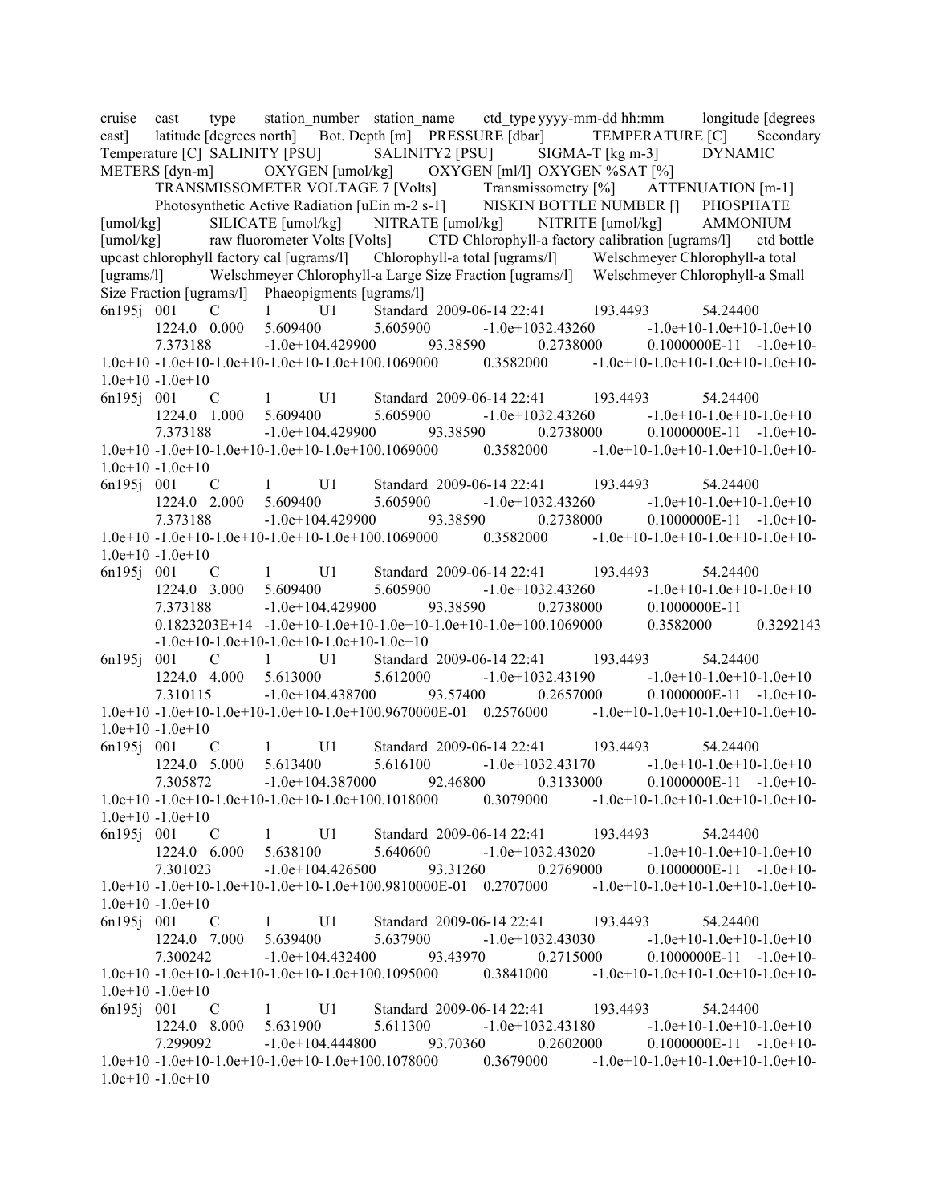cruise cast type station_number station_name ctd_type yyyy-mm-dd hh:mm longitude [degrees east] latitude [degrees north] Bot. Depth [m] PRESSURE [dbar] TEMPERATURE [C] Secondary Temperature [C] SALINITY [PSU] SALINITY2 [PSU] SIGMA-T [kg m-3] DYNAMIC METERS [dyn-m] OXYGEN [umol/kg] OXYGEN [ml/l] OXYGEN %SAT [%] TRANSMISSOMETER VOLTAGE 7 [Volts] Transmissometry [%] ATTENUATION [m-1] Photosynthetic Active Radiation [uEin m-2 s-1] NISKIN BOTTLE NUMBER [] PHOSPHATE [umol/kg] SILICATE [umol/kg] NITRATE [umol/kg] NITRITE [umol/kg] AMMONIUM [umol/kg] raw fluorometer Volts [Volts] CTD Chlorophyll-a factory calibration [ugrams/l] ctd bottle upcast chlorophyll factory cal [ugrams/l] Chlorophyll-a total [ugrams/l] Welschmeyer Chlorophyll-a total [ugrams/l] Welschmeyer Chlorophyll-a Large Size Fraction [ugrams/l] Welschmeyer Chlorophyll-a Small Size Fraction [ugrams/l] Phaeopigments [ugrams/l]

```
6n195j 001 C 1 U1 Standard 2009-06-14 22:41 193.4493 54.24400
    1224.0 0.000 5.609400 5.605900 -1.0e+1032.43260 -1.0e+10-1.0e+10-1.0e+10
    7.373188 -1.0e+104.429900 93.38590 0.2738000 0.1000000E-11 -1.0e+10-
1.0e+10 -1.0e+10-1.0e+10-1.0e+10-1.0e+100.1069000 0.3582000 -1.0e+10-1.0e+10-1.0e+10-1.0e+10-
1.0e+10 -1.0e+10
6n195j 001 C 1 U1 Standard 2009-06-14 22:41 193.4493 54.24400
    1224.0 1.000 5.609400 5.605900 -1.0e+1032.43260 -1.0e+10-1.0e+10-1.0e+10
    7.373188 -1.0e+104.429900 93.38590 0.2738000 0.1000000E-11 -1.0e+10-
1.0e+10 -1.0e+10-1.0e+10-1.0e+10-1.0e+100.1069000 0.3582000 -1.0e+10-1.0e+10-1.0e+10-1.0e+10-
1.0e+10 -1.0e+10
6n195j 001 C 1 U1 Standard 2009-06-14 22:41 193.4493 54.24400
    1224.0 2.000 5.609400 5.605900 -1.0e+1032.43260 -1.0e+10-1.0e+10-1.0e+10
    7.373188 -1.0e+104.429900 93.38590 0.2738000 0.1000000E-11 -1.0e+10-
1.0e+10 -1.0e+10-1.0e+10-1.0e+10-1.0e+100.1069000 0.3582000 -1.0e+10-1.0e+10-1.0e+10-1.0e+10-
1.0e+10 -1.0e+10
6n195j 001 C 1 U1 Standard 2009-06-14 22:41 193.4493 54.24400
    1224.0 3.000 5.609400 5.605900 -1.0e+1032.43260 -1.0e+10-1.0e+10-1.0e+10
    7.373188 -1.0e+104.429900 93.38590 0.2738000 0.1000000E-11
    0.1823203E+14 -1.0e+10-1.0e+10-1.0e+10-1.0e+10-1.0e+100.1069000 0.3582000 0.3292143
    -1.0e+10-1.0e+10-1.0e+10-1.0e+10-1.0e+10
6n195j 001 C 1 U1 Standard 2009-06-14 22:41 193.4493 54.24400
    1224.0 4.000 5.613000 5.612000 -1.0e+1032.43190 -1.0e+10-1.0e+10-1.0e+10
    7.310115 -1.0e+104.438700 93.57400 0.2657000 0.1000000E-11 -1.0e+10-
1.0e+10 -1.0e+10-1.0e+10-1.0e+10-1.0e+100.9670000E-01 0.2576000 -1.0e+10-1.0e+10-1.0e+10-1.0e+10-
1.0e+10 -1.0e+10
6n195j 001 C 1 U1 Standard 2009-06-14 22:41 193.4493 54.24400
    1224.0 5.000 5.613400 5.616100 -1.0e+1032.43170 -1.0e+10-1.0e+10-1.0e+10
    7.305872 -1.0e+104.387000 92.46800 0.3133000 0.1000000E-11 -1.0e+10-
1.0e+10 -1.0e+10-1.0e+10-1.0e+10-1.0e+100.1018000 0.3079000 -1.0e+10-1.0e+10-1.0e+10-1.0e+10-
1.0e+10 -1.0e+10
6n195j 001 C 1 U1 Standard 2009-06-14 22:41 193.4493 54.24400
    1224.0 6.000 5.638100 5.640600 -1.0e+1032.43020 -1.0e+10-1.0e+10-1.0e+10
    7.301023 -1.0e+104.426500 93.31260 0.2769000 0.1000000E-11 -1.0e+10-
1.0e+10 -1.0e+10-1.0e+10-1.0e+10-1.0e+100.9810000E-01 0.2707000 -1.0e+10-1.0e+10-1.0e+10-1.0e+10-
1.0e+10 -1.0e+10
6n195j 001 C 1 U1 Standard 2009-06-14 22:41 193.4493 54.24400
    1224.0 7.000 5.639400 5.637900 -1.0e+1032.43030 -1.0e+10-1.0e+10-1.0e+10
    7.300242 -1.0e+104.432400 93.43970 0.2715000 0.1000000E-11 -1.0e+10-
1.0e+10 -1.0e+10-1.0e+10-1.0e+10-1.0e+100.1095000 0.3841000 -1.0e+10-1.0e+10-1.0e+10-1.0e+10-
1.0e+10 -1.0e+10
6n195j 001 C 1 U1 Standard 2009-06-14 22:41 193.4493 54.24400
    1224.0 8.000 5.631900 5.611300 -1.0e+1032.43180 -1.0e+10-1.0e+10-1.0e+10
    7.299092 -1.0e+104.444800 93.70360 0.2602000 0.1000000E-11 -1.0e+10-
1.0e+10 -1.0e+10-1.0e+10-1.0e+10-1.0e+100.1078000 0.3679000 -1.0e+10-1.0e+10-1.0e+10-1.0e+10-
1.0e+10 -1.0e+10
```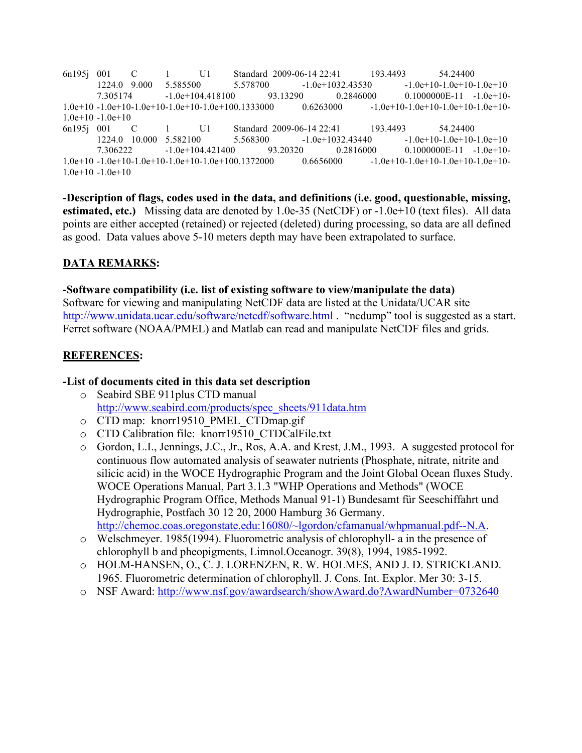```
6n195j  001     C       1       U1      Standard  2009-06-14 22:41      193.4493        54.24400
        1224.0  9.000   5.585500        5.578700        -1.0e+1032.43530        -1.0e+10-1.0e+10-1.0e+10
        7.305174        -1.0e+104.418100        93.13290        0.2846000       0.1000000E-11   -1.0e+10-
1.0e+10 -1.0e+10-1.0e+10-1.0e+10-1.0e+100.1333000       0.6263000       -1.0e+10-1.0e+10-1.0e+10-1.0e+10-
1.0e+10 -1.0e+10
6n195j  001     C       1       U1      Standard  2009-06-14 22:41      193.4493        54.24400
        1224.0  10.000  5.582100        5.568300        -1.0e+1032.43440        -1.0e+10-1.0e+10-1.0e+10
        7.306222        -1.0e+104.421400        93.20320        0.2816000       0.1000000E-11   -1.0e+10-
1.0e+10 -1.0e+10-1.0e+10-1.0e+10-1.0e+100.1372000       0.6656000       -1.0e+10-1.0e+10-1.0e+10-1.0e+10-
1.0e+10 -1.0e+10
```

**-Description of flags, codes used in the data, and definitions (i.e. good, questionable, missing, estimated, etc.)** Missing data are denoted by 1.0e-35 (NetCDF) or -1.0e+10 (text files). All data points are either accepted (retained) or rejected (deleted) during processing, so data are all defined as good. Data values above 5-10 meters depth may have been extrapolated to surface.

## DATA REMARKS:

**-Software compatibility (i.e. list of existing software to view/manipulate the data)**
Software for viewing and manipulating NetCDF data are listed at the Unidata/UCAR site http://www.unidata.ucar.edu/software/netcdf/software.html . "ncdump" tool is suggested as a start. Ferret software (NOAA/PMEL) and Matlab can read and manipulate NetCDF files and grids.

## REFERENCES:

**-List of documents cited in this data set description**

- Seabird SBE 911plus CTD manual http://www.seabird.com/products/spec_sheets/911data.htm
- CTD map: knorr19510_PMEL_CTDmap.gif
- CTD Calibration file: knorr19510_CTDCalFile.txt
- Gordon, L.I., Jennings, J.C., Jr., Ros, A.A. and Krest, J.M., 1993. A suggested protocol for continuous flow automated analysis of seawater nutrients (Phosphate, nitrate, nitrite and silicic acid) in the WOCE Hydrographic Program and the Joint Global Ocean fluxes Study. WOCE Operations Manual, Part 3.1.3 "WHP Operations and Methods" (WOCE Hydrographic Program Office, Methods Manual 91-1) Bundesamt für Seeschiffahrt und Hydrographie, Postfach 30 12 20, 2000 Hamburg 36 Germany. http://chemoc.coas.oregonstate.edu:16080/~lgordon/cfamanual/whpmanual.pdf--N.A.
- Welschmeyer. 1985(1994). Fluorometric analysis of chlorophyll- a in the presence of chlorophyll b and pheopigments, Limnol.Oceanogr. 39(8), 1994, 1985-1992.
- HOLM-HANSEN, O., C. J. LORENZEN, R. W. HOLMES, AND J. D. STRICKLAND. 1965. Fluorometric determination of chlorophyll. J. Cons. Int. Explor. Mer 30: 3-15.
- NSF Award: http://www.nsf.gov/awardsearch/showAward.do?AwardNumber=0732640